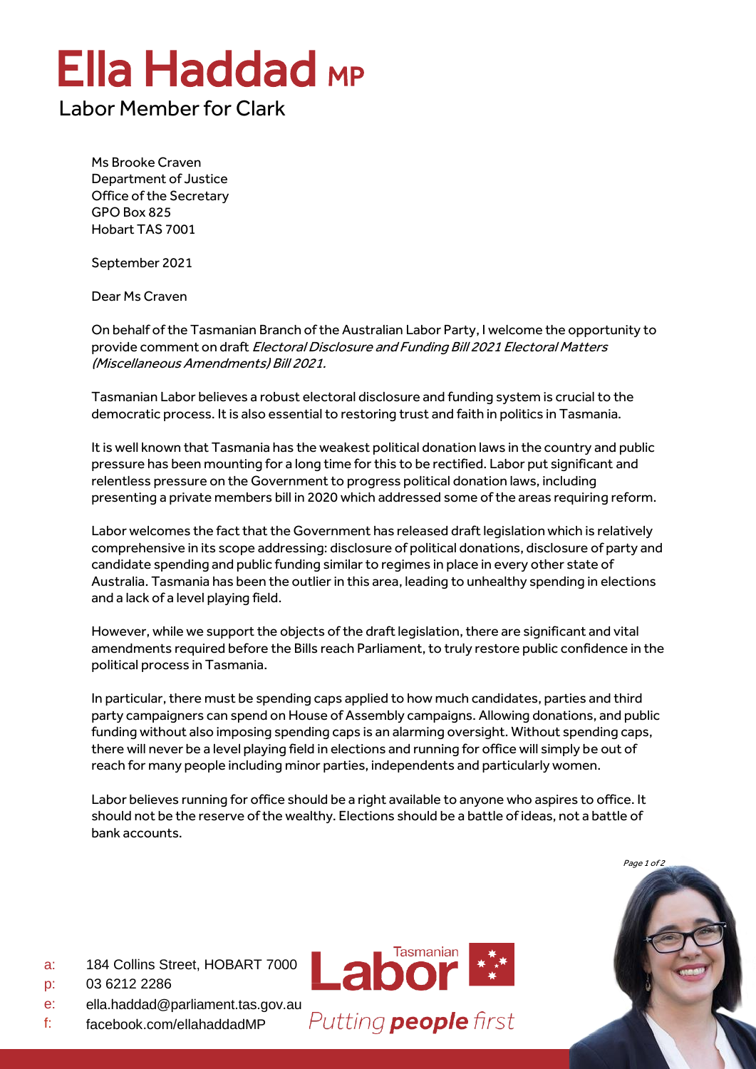# Ella Haddad MP

Labor Member for Clark

Ms Brooke Craven
Department of Justice
Office of the Secretary
GPO Box 825
Hobart TAS 7001

September 2021

Dear Ms Craven

On behalf of the Tasmanian Branch of the Australian Labor Party, I welcome the opportunity to provide comment on draft *Electoral Disclosure and Funding Bill 2021 Electoral Matters (Miscellaneous Amendments) Bill 2021.*

Tasmanian Labor believes a robust electoral disclosure and funding system is crucial to the democratic process. It is also essential to restoring trust and faith in politics in Tasmania.

It is well known that Tasmania has the weakest political donation laws in the country and public pressure has been mounting for a long time for this to be rectified. Labor put significant and relentless pressure on the Government to progress political donation laws, including presenting a private members bill in 2020 which addressed some of the areas requiring reform.

Labor welcomes the fact that the Government has released draft legislation which is relatively comprehensive in its scope addressing: disclosure of political donations, disclosure of party and candidate spending and public funding similar to regimes in place in every other state of Australia. Tasmania has been the outlier in this area, leading to unhealthy spending in elections and a lack of a level playing field.

However, while we support the objects of the draft legislation, there are significant and vital amendments required before the Bills reach Parliament, to truly restore public confidence in the political process in Tasmania.

In particular, there must be spending caps applied to how much candidates, parties and third party campaigners can spend on House of Assembly campaigns. Allowing donations, and public funding without also imposing spending caps is an alarming oversight. Without spending caps, there will never be a level playing field in elections and running for office will simply be out of reach for many people including minor parties, independents and particularly women.

Labor believes running for office should be a right available to anyone who aspires to office. It should not be the reserve of the wealthy. Elections should be a battle of ideas, not a battle of bank accounts.

a: 184 Collins Street, HOBART 7000
p: 03 6212 2286
e: ella.haddad@parliament.tas.gov.au
f: facebook.com/ellahaddadMP

Tasmanian Labor
Putting **people** first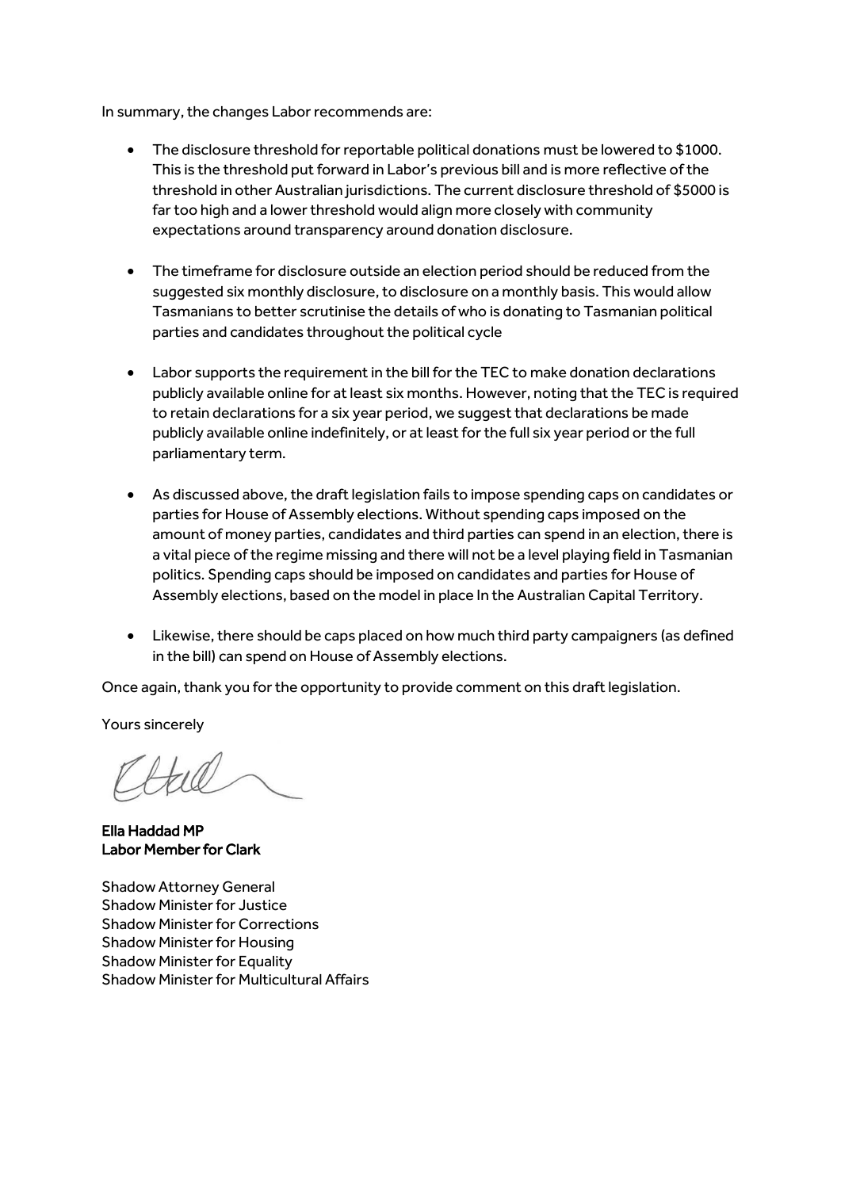In summary, the changes Labor recommends are:

- The disclosure threshold for reportable political donations must be lowered to $1000. This is the threshold put forward in Labor's previous bill and is more reflective of the threshold in other Australian jurisdictions. The current disclosure threshold of $5000 is far too high and a lower threshold would align more closely with community expectations around transparency around donation disclosure.

- The timeframe for disclosure outside an election period should be reduced from the suggested six monthly disclosure, to disclosure on a monthly basis. This would allow Tasmanians to better scrutinise the details of who is donating to Tasmanian political parties and candidates throughout the political cycle

- Labor supports the requirement in the bill for the TEC to make donation declarations publicly available online for at least six months. However, noting that the TEC is required to retain declarations for a six year period, we suggest that declarations be made publicly available online indefinitely, or at least for the full six year period or the full parliamentary term.

- As discussed above, the draft legislation fails to impose spending caps on candidates or parties for House of Assembly elections. Without spending caps imposed on the amount of money parties, candidates and third parties can spend in an election, there is a vital piece of the regime missing and there will not be a level playing field in Tasmanian politics. Spending caps should be imposed on candidates and parties for House of Assembly elections, based on the model in place In the Australian Capital Territory.

- Likewise, there should be caps placed on how much third party campaigners (as defined in the bill) can spend on House of Assembly elections.

Once again, thank you for the opportunity to provide comment on this draft legislation.

Yours sincerely

**Ella Haddad MP**
**Labor Member for Clark**

Shadow Attorney General
Shadow Minister for Justice
Shadow Minister for Corrections
Shadow Minister for Housing
Shadow Minister for Equality
Shadow Minister for Multicultural Affairs